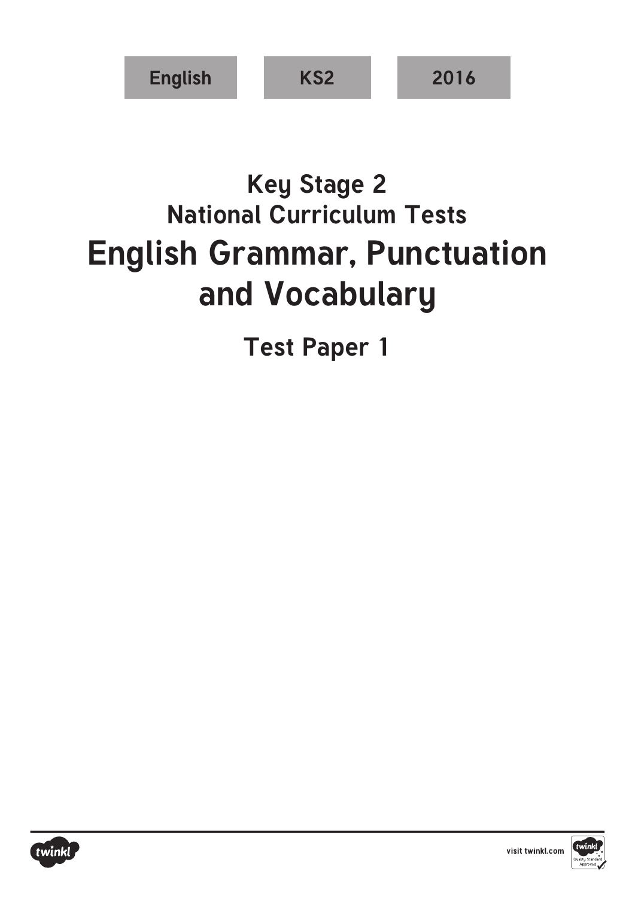English | KS2 | 2016

## Key Stage 2
## National Curriculum Tests

# English Grammar, Punctuation and Vocabulary

## Test Paper 1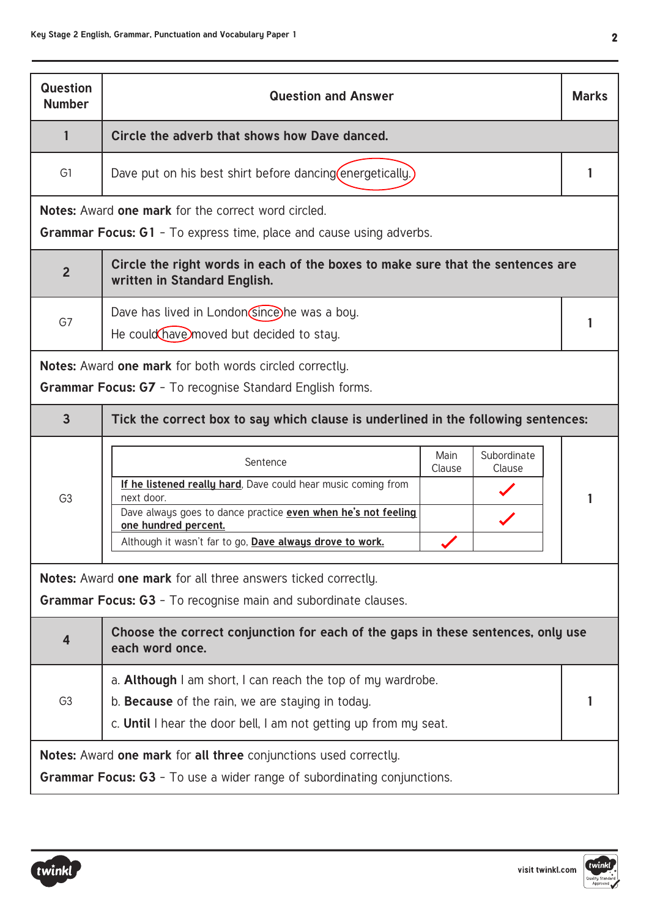| Question Number | Question and Answer | Marks |
|---|---|---|
| **1** | **Circle the adverb that shows how Dave danced.** | |
| G1 | Dave put on his best shirt before dancing (energetically). | 1 |

**Notes:** Award **one mark** for the correct word circled.

**Grammar Focus: G1** – To express time, place and cause using adverbs.

| Question Number | Question and Answer | Marks |
|---|---|---|
| **2** | **Circle the right words in each of the boxes to make sure that the sentences are written in Standard English.** | |
| G7 | Dave has lived in London (since) he was a boy.<br>He could (have) moved but decided to stay. | 1 |

**Notes:** Award **one mark** for both words circled correctly.

**Grammar Focus: G7** – To recognise Standard English forms.

| Question Number | Question and Answer | Marks |
|---|---|---|
| **3** | **Tick the correct box to say which clause is underlined in the following sentences:** | |
| G3 | See table below | 1 |

| Sentence | Main Clause | Subordinate Clause |
|---|---|---|
| **If he listened really hard**, Dave could hear music coming from next door. | | ✓ |
| Dave always goes to dance practice **even when he's not feeling one hundred percent.** | | ✓ |
| Although it wasn't far to go, **Dave always drove to work.** | ✓ | |

**Notes:** Award **one mark** for all three answers ticked correctly.

**Grammar Focus: G3** – To recognise main and subordinate clauses.

| Question Number | Question and Answer | Marks |
|---|---|---|
| **4** | **Choose the correct conjunction for each of the gaps in these sentences, only use each word once.** | |
| G3 | a. **Although** I am short, I can reach the top of my wardrobe.<br>b. **Because** of the rain, we are staying in today.<br>c. **Until** I hear the door bell, I am not getting up from my seat. | 1 |

**Notes:** Award **one mark** for **all three** conjunctions used correctly.

**Grammar Focus: G3** – To use a wider range of subordinating conjunctions.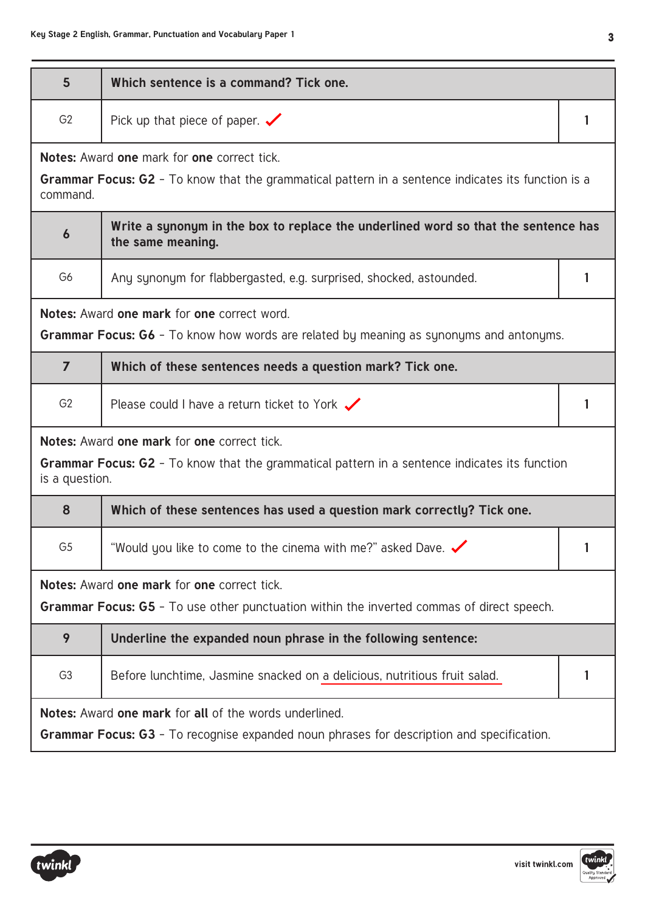| 5 | Which sentence is a command? Tick one. | |
|---|---|---|
| G2 | Pick up that piece of paper. ✓ | 1 |

**Notes:** Award **one** mark for **one** correct tick.

**Grammar Focus: G2** – To know that the grammatical pattern in a sentence indicates its function is a command.

| 6 | Write a synonym in the box to replace the underlined word so that the sentence has the same meaning. | |
|---|---|---|
| G6 | Any synonym for flabbergasted, e.g. surprised, shocked, astounded. | 1 |

**Notes:** Award **one mark** for **one** correct word.

**Grammar Focus: G6** – To know how words are related by meaning as synonyms and antonyms.

| 7 | Which of these sentences needs a question mark? Tick one. | |
|---|---|---|
| G2 | Please could I have a return ticket to York ✓ | 1 |

**Notes:** Award **one mark** for **one** correct tick.

**Grammar Focus: G2** – To know that the grammatical pattern in a sentence indicates its function is a question.

| 8 | Which of these sentences has used a question mark correctly? Tick one. | |
|---|---|---|
| G5 | "Would you like to come to the cinema with me?" asked Dave. ✓ | 1 |

**Notes:** Award **one mark** for **one** correct tick.

**Grammar Focus: G5** – To use other punctuation within the inverted commas of direct speech.

| 9 | Underline the expanded noun phrase in the following sentence: | |
|---|---|---|
| G3 | Before lunchtime, Jasmine snacked on <u>a delicious, nutritious fruit salad.</u> | 1 |

**Notes:** Award **one mark** for **all** of the words underlined.

**Grammar Focus: G3** – To recognise expanded noun phrases for description and specification.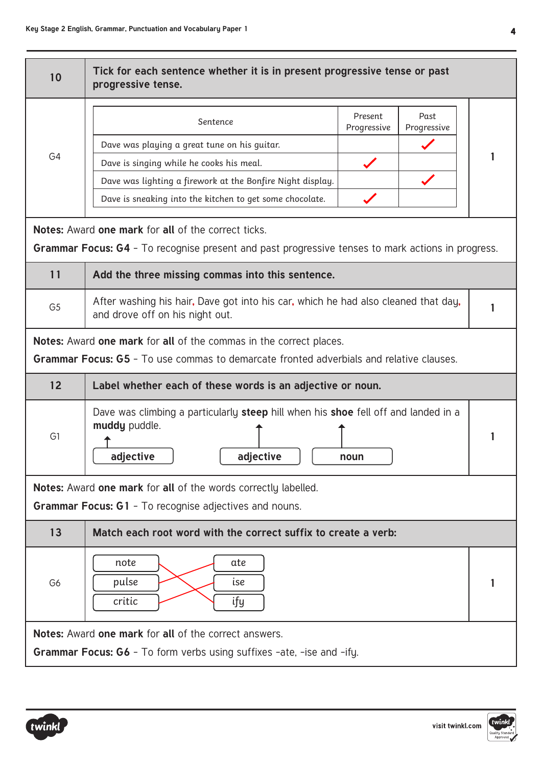| 10 | Tick for each sentence whether it is in present progressive tense or past progressive tense. | |
|---|---|---|
| G4 | (see table below) | 1 |

| Sentence | Present Progressive | Past Progressive |
|---|---|---|
| Dave was playing a great tune on his guitar. | | ✓ |
| Dave is singing while he cooks his meal. | ✓ | |
| Dave was lighting a firework at the Bonfire Night display. | | ✓ |
| Dave is sneaking into the kitchen to get some chocolate. | ✓ | |

**Notes:** Award **one mark** for **all** of the correct ticks.

**Grammar Focus: G4** – To recognise present and past progressive tenses to mark actions in progress.

| 11 | Add the three missing commas into this sentence. | |
|---|---|---|
| G5 | After washing his hair, Dave got into his car, which he had also cleaned that day, and drove off on his night out. | 1 |

**Notes:** Award **one mark** for **all** of the commas in the correct places.

**Grammar Focus: G5** – To use commas to demarcate fronted adverbials and relative clauses.

| 12 | Label whether each of these words is an adjective or noun. | |
|---|---|---|
| G1 | Dave was climbing a particularly **steep** hill when his **shoe** fell off and landed in a **muddy** puddle. | 1 |

- **muddy** → adjective
- **steep** → adjective
- **shoe** → noun

**Notes:** Award **one mark** for **all** of the words correctly labelled.

**Grammar Focus: G1** – To recognise adjectives and nouns.

| 13 | Match each root word with the correct suffix to create a verb: | |
|---|---|---|
| G6 | note → ify<br>pulse → ate<br>critic → ise | 1 |

**Notes:** Award **one mark** for **all** of the correct answers.

**Grammar Focus: G6** – To form verbs using suffixes –ate, –ise and –ify.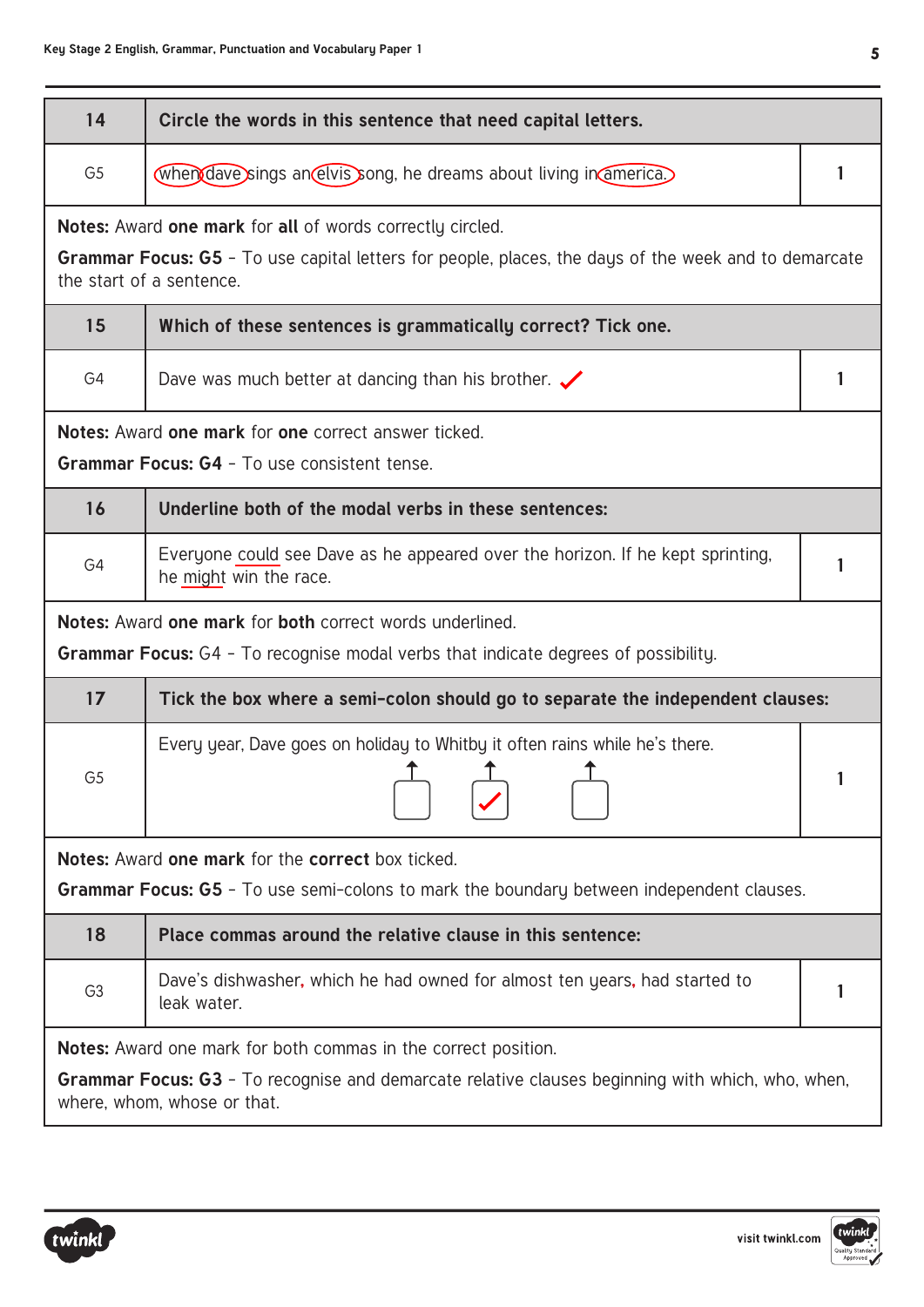| 14 | Circle the words in this sentence that need capital letters. | |
|---|---|---|
| G5 | when dave sings an elvis song, he dreams about living in america. | 1 |

**Notes:** Award **one mark** for **all** of words correctly circled.

**Grammar Focus: G5** – To use capital letters for people, places, the days of the week and to demarcate the start of a sentence.

| 15 | Which of these sentences is grammatically correct? Tick one. | |
|---|---|---|
| G4 | Dave was much better at dancing than his brother. ✓ | 1 |

**Notes:** Award **one mark** for **one** correct answer ticked.

**Grammar Focus: G4** – To use consistent tense.

| 16 | Underline both of the modal verbs in these sentences: | |
|---|---|---|
| G4 | Everyone could see Dave as he appeared over the horizon. If he kept sprinting, he might win the race. | 1 |

**Notes:** Award **one mark** for **both** correct words underlined.

**Grammar Focus:** G4 – To recognise modal verbs that indicate degrees of possibility.

| 17 | Tick the box where a semi-colon should go to separate the independent clauses: | |
|---|---|---|
| G5 | Every year, Dave goes on holiday to Whitby it often rains while he's there. ☐ ☑ ☐ | 1 |

**Notes:** Award **one mark** for the **correct** box ticked.

**Grammar Focus: G5** – To use semi-colons to mark the boundary between independent clauses.

| 18 | Place commas around the relative clause in this sentence: | |
|---|---|---|
| G3 | Dave's dishwasher, which he had owned for almost ten years, had started to leak water. | 1 |

**Notes:** Award one mark for both commas in the correct position.

**Grammar Focus: G3** – To recognise and demarcate relative clauses beginning with which, who, when, where, whom, whose or that.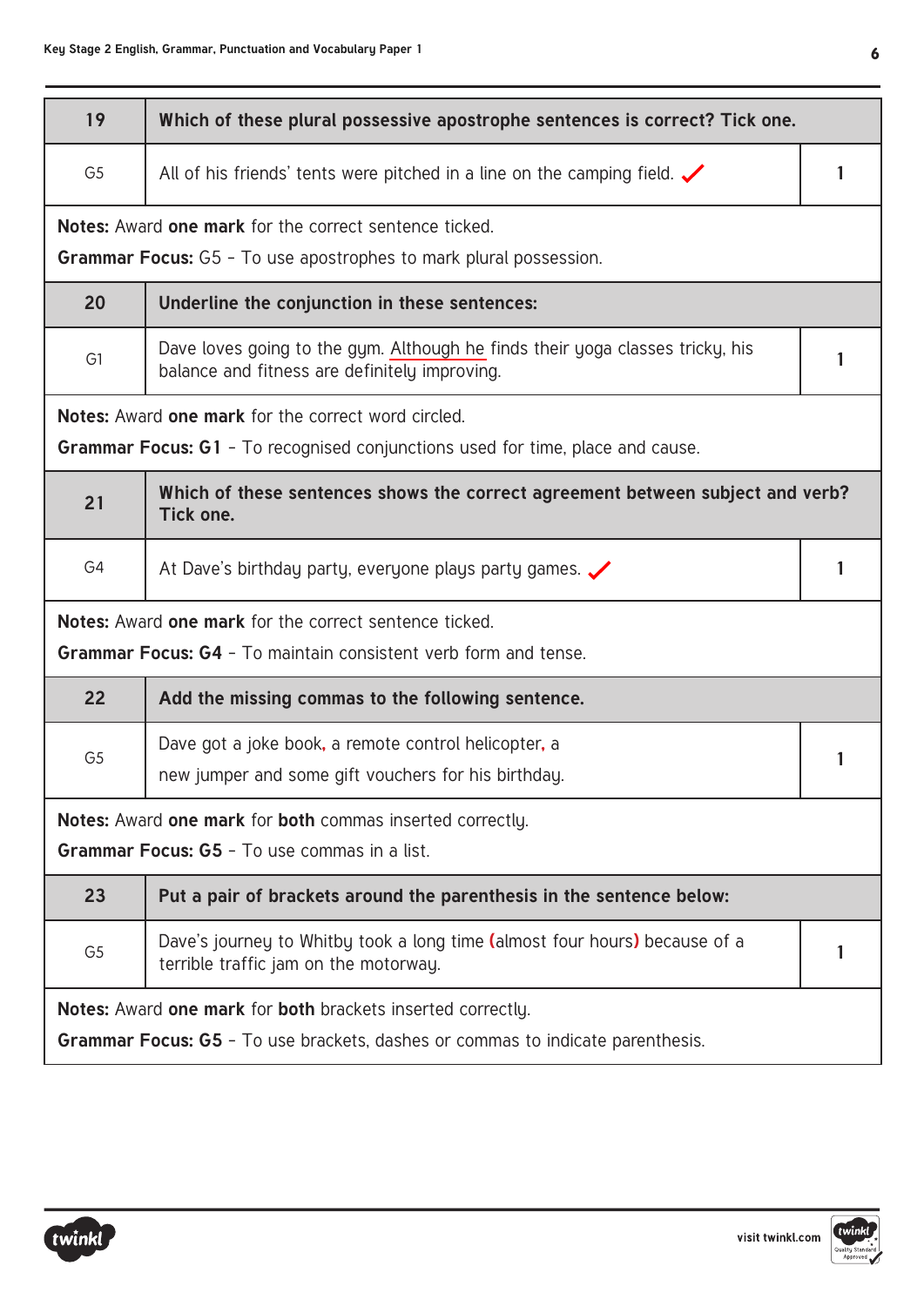| 19 | Which of these plural possessive apostrophe sentences is correct? Tick one. | |
|---|---|---|
| G5 | All of his friends' tents were pitched in a line on the camping field. ✓ | 1 |

**Notes:** Award **one mark** for the correct sentence ticked.

**Grammar Focus:** G5 - To use apostrophes to mark plural possession.

| 20 | Underline the conjunction in these sentences: | |
|---|---|---|
| G1 | Dave loves going to the gym. <u>Although he</u> finds their yoga classes tricky, his balance and fitness are definitely improving. | 1 |

**Notes:** Award **one mark** for the correct word circled.

**Grammar Focus: G1** - To recognised conjunctions used for time, place and cause.

| 21 | Which of these sentences shows the correct agreement between subject and verb? Tick one. | |
|---|---|---|
| G4 | At Dave's birthday party, everyone plays party games. ✓ | 1 |

**Notes:** Award **one mark** for the correct sentence ticked.

**Grammar Focus: G4** - To maintain consistent verb form and tense.

| 22 | Add the missing commas to the following sentence. | |
|---|---|---|
| G5 | Dave got a joke book, a remote control helicopter, a new jumper and some gift vouchers for his birthday. | 1 |

**Notes:** Award **one mark** for **both** commas inserted correctly.

**Grammar Focus: G5** - To use commas in a list.

| 23 | Put a pair of brackets around the parenthesis in the sentence below: | |
|---|---|---|
| G5 | Dave's journey to Whitby took a long time (almost four hours) because of a terrible traffic jam on the motorway. | 1 |

**Notes:** Award **one mark** for **both** brackets inserted correctly.

**Grammar Focus: G5** - To use brackets, dashes or commas to indicate parenthesis.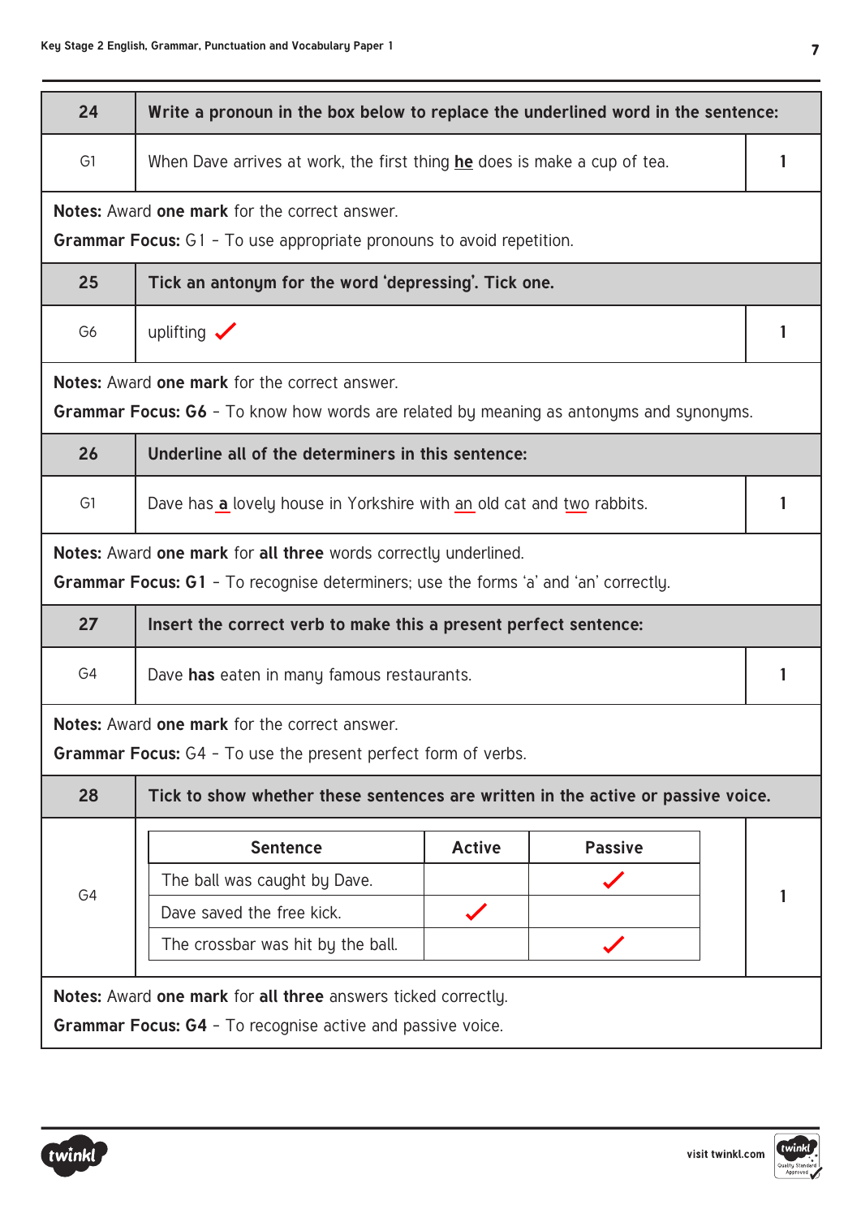| 24 | Write a pronoun in the box below to replace the underlined word in the sentence: | |
|---|---|---|
| G1 | When Dave arrives at work, the first thing **he** does is make a cup of tea. | 1 |

**Notes:** Award **one mark** for the correct answer.
**Grammar Focus:** G1 – To use appropriate pronouns to avoid repetition.

| 25 | Tick an antonym for the word 'depressing'. Tick one. | |
|---|---|---|
| G6 | uplifting ✓ | 1 |

**Notes:** Award **one mark** for the correct answer.
**Grammar Focus: G6** – To know how words are related by meaning as antonyms and synonyms.

| 26 | Underline all of the determiners in this sentence: | |
|---|---|---|
| G1 | Dave has **a** lovely house in Yorkshire with an old cat and two rabbits. | 1 |

**Notes:** Award **one mark** for **all three** words correctly underlined.
**Grammar Focus: G1** – To recognise determiners; use the forms 'a' and 'an' correctly.

| 27 | Insert the correct verb to make this a present perfect sentence: | |
|---|---|---|
| G4 | Dave **has** eaten in many famous restaurants. | 1 |

**Notes:** Award **one mark** for the correct answer.
**Grammar Focus:** G4 – To use the present perfect form of verbs.

**28** Tick to show whether these sentences are written in the active or passive voice. (G4) — **1**

| Sentence | Active | Passive |
|---|---|---|
| The ball was caught by Dave. | | ✓ |
| Dave saved the free kick. | ✓ | |
| The crossbar was hit by the ball. | | ✓ |

**Notes:** Award **one mark** for **all three** answers ticked correctly.
**Grammar Focus: G4** – To recognise active and passive voice.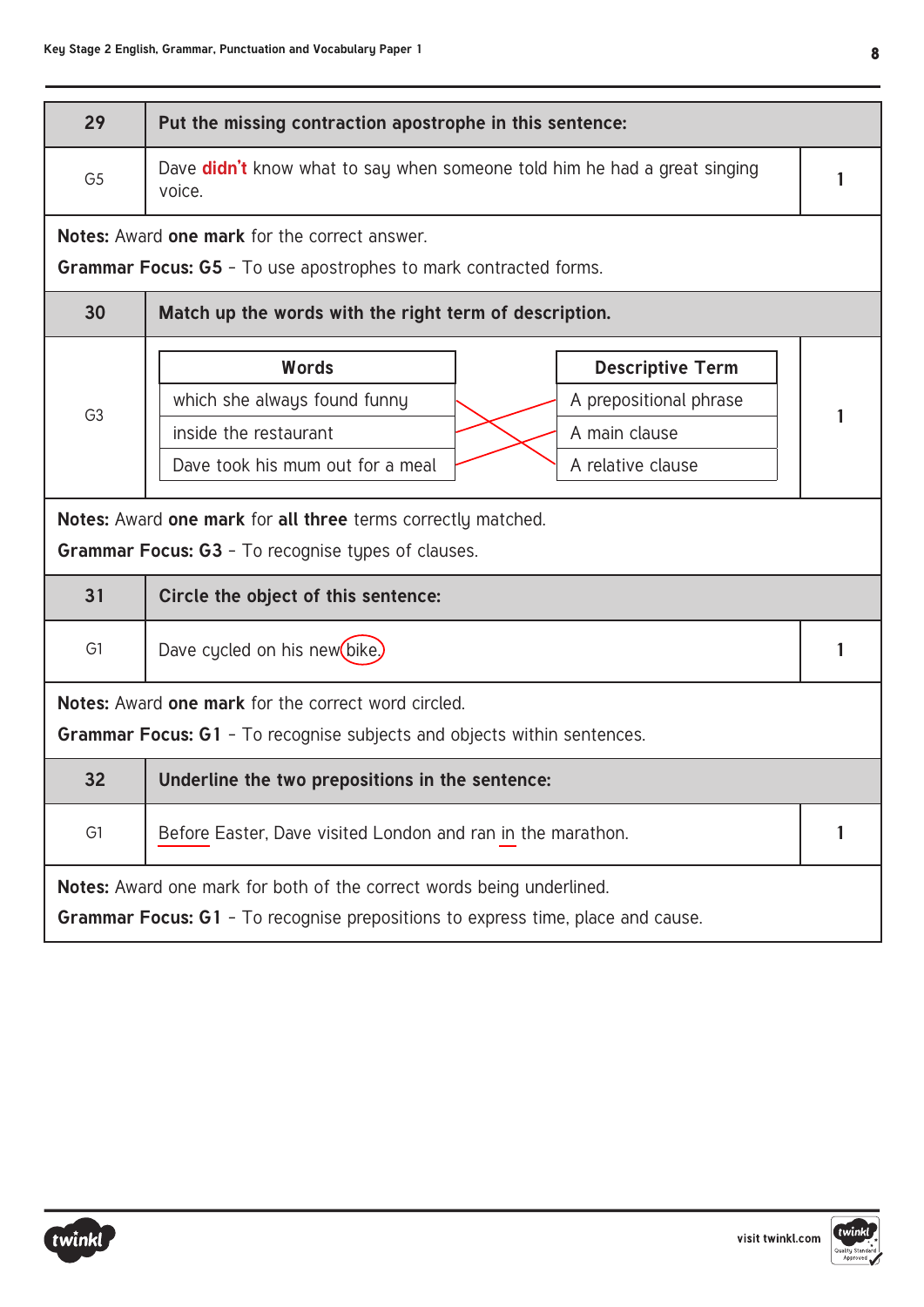| 29 | Put the missing contraction apostrophe in this sentence: | |
|---|---|---|
| G5 | Dave **didn't** know what to say when someone told him he had a great singing voice. | 1 |

**Notes:** Award **one mark** for the correct answer.

**Grammar Focus: G5** – To use apostrophes to mark contracted forms.

| 30 | Match up the words with the right term of description. | |
|---|---|---|
| G3 | which she always found funny → A relative clause<br>inside the restaurant → A prepositional phrase<br>Dave took his mum out for a meal → A main clause | 1 |

| Words | Descriptive Term |
|---|---|
| which she always found funny | A prepositional phrase |
| inside the restaurant | A main clause |
| Dave took his mum out for a meal | A relative clause |

**Notes:** Award **one mark** for **all three** terms correctly matched.

**Grammar Focus: G3** – To recognise types of clauses.

| 31 | Circle the object of this sentence: | |
|---|---|---|
| G1 | Dave cycled on his new (bike). | 1 |

**Notes:** Award **one mark** for the correct word circled.

**Grammar Focus: G1** – To recognise subjects and objects within sentences.

| 32 | Underline the two prepositions in the sentence: | |
|---|---|---|
| G1 | <u>Before</u> Easter, Dave visited London and ran <u>in</u> the marathon. | 1 |

**Notes:** Award one mark for both of the correct words being underlined.

**Grammar Focus: G1** – To recognise prepositions to express time, place and cause.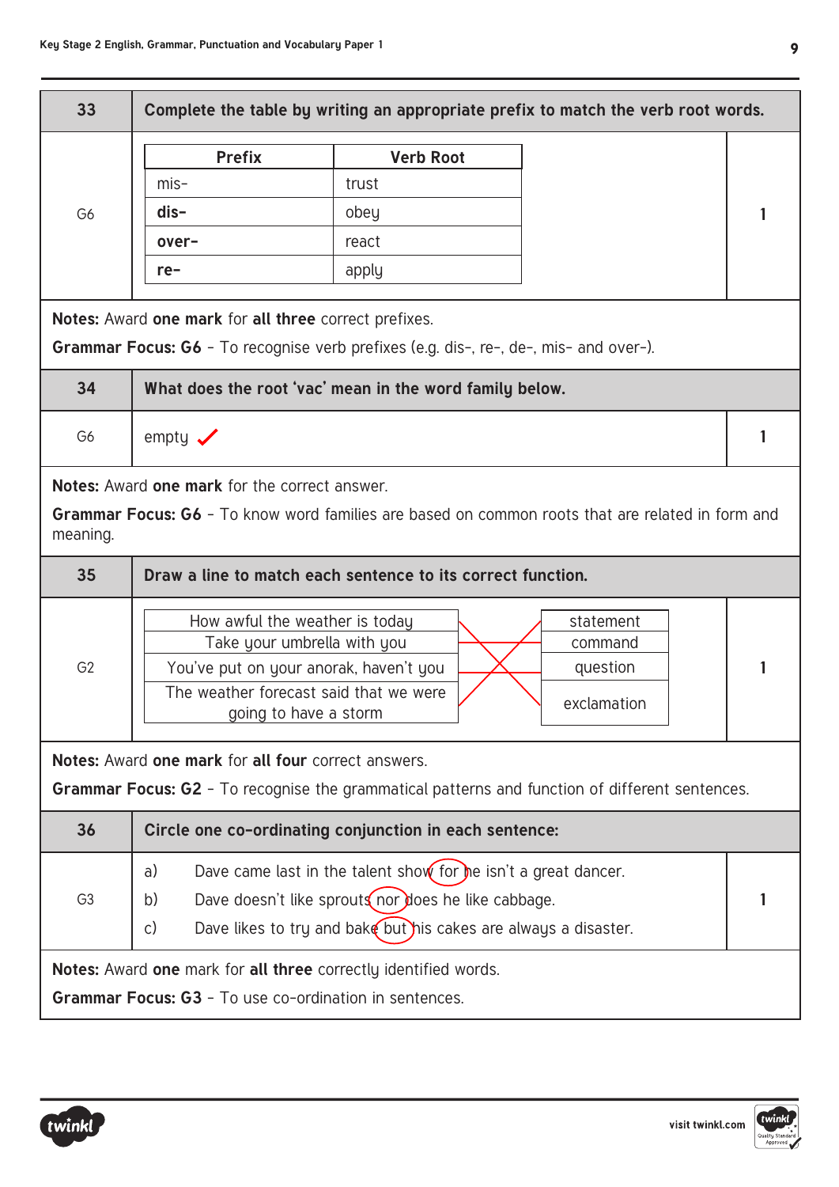| 33 | Complete the table by writing an appropriate prefix to match the verb root words. | |
|---|---|---|
| G6 | | 1 |

| Prefix | Verb Root |
|---|---|
| mis- | trust |
| **dis-** | obey |
| **over-** | react |
| **re-** | apply |

**Notes:** Award **one mark** for **all three** correct prefixes.

**Grammar Focus: G6** – To recognise verb prefixes (e.g. dis-, re-, de-, mis- and over-).

| 34 | What does the root 'vac' mean in the word family below. | |
|---|---|---|
| G6 | empty ✓ | 1 |

**Notes:** Award **one mark** for the correct answer.

**Grammar Focus: G6** – To know word families are based on common roots that are related in form and meaning.

| 35 | Draw a line to match each sentence to its correct function. | |
|---|---|---|
| G2 | | 1 |

| Sentence | Function |
|---|---|
| How awful the weather is today | exclamation |
| Take your umbrella with you | command |
| You've put on your anorak, haven't you | question |
| The weather forecast said that we were going to have a storm | statement |

**Notes:** Award **one mark** for **all four** correct answers.

**Grammar Focus: G2** – To recognise the grammatical patterns and function of different sentences.

| 36 | Circle one co-ordinating conjunction in each sentence: | |
|---|---|---|
| G3 | a) Dave came last in the talent show (for) he isn't a great dancer.<br>b) Dave doesn't like sprouts (nor) does he like cabbage.<br>c) Dave likes to try and bake (but) his cakes are always a disaster. | 1 |

**Notes:** Award **one** mark for **all three** correctly identified words.

**Grammar Focus: G3** – To use co-ordination in sentences.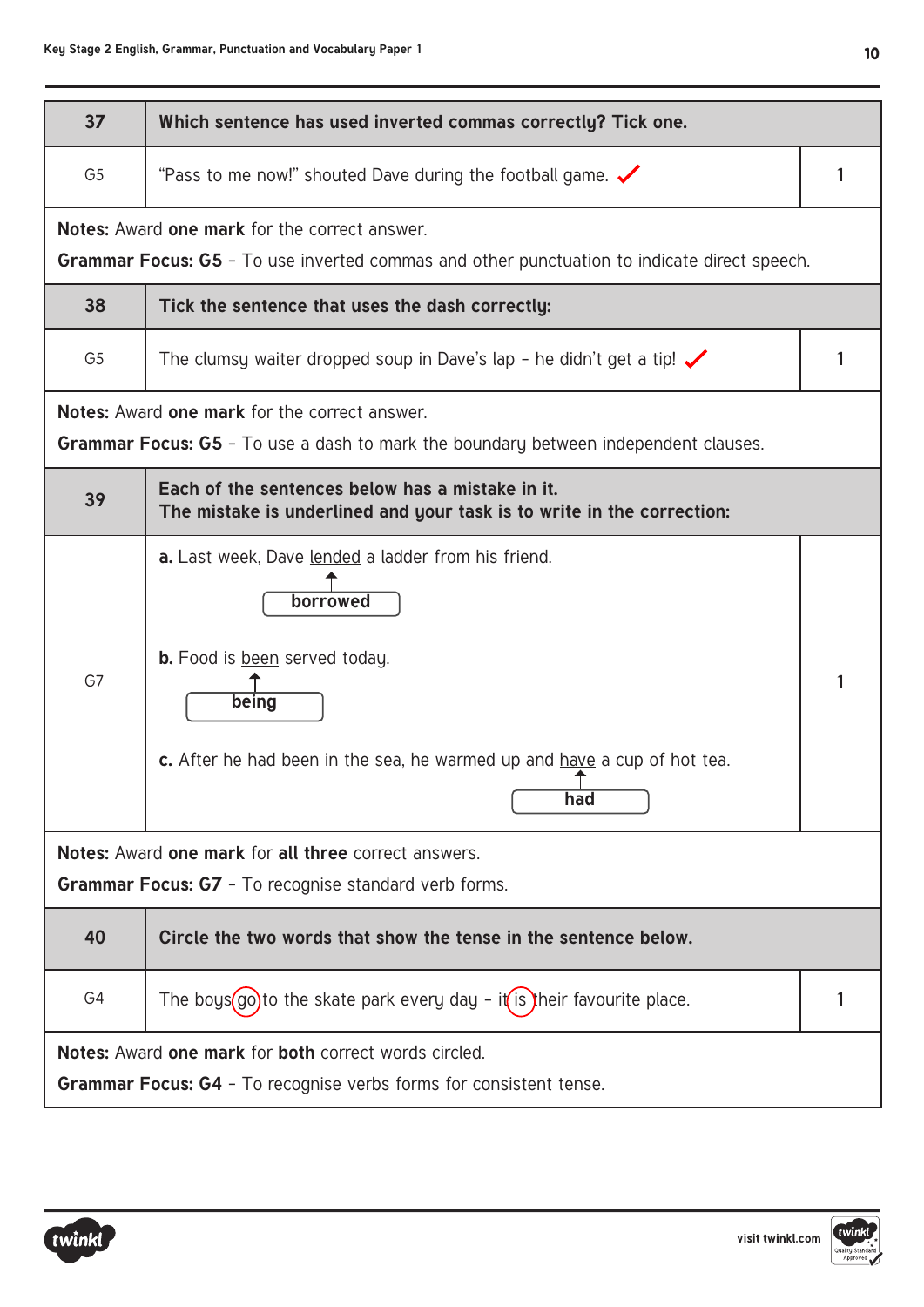| 37 | Which sentence has used inverted commas correctly? Tick one. | |
|---|---|---|
| G5 | "Pass to me now!" shouted Dave during the football game. ✓ | 1 |

**Notes:** Award **one mark** for the correct answer.

**Grammar Focus: G5** – To use inverted commas and other punctuation to indicate direct speech.

| 38 | Tick the sentence that uses the dash correctly: | |
|---|---|---|
| G5 | The clumsy waiter dropped soup in Dave's lap – he didn't get a tip! ✓ | 1 |

**Notes:** Award **one mark** for the correct answer.

**Grammar Focus: G5** – To use a dash to mark the boundary between independent clauses.

| 39 | Each of the sentences below has a mistake in it. The mistake is underlined and your task is to write in the correction: | |
|---|---|---|
| G7 | **a.** Last week, Dave <u>lended</u> a ladder from his friend. → **borrowed**<br><br>**b.** Food is <u>been</u> served today. → **being**<br><br>**c.** After he had been in the sea, he warmed up and <u>have</u> a cup of hot tea. → **had** | 1 |

**Notes:** Award **one mark** for **all three** correct answers.

**Grammar Focus: G7** – To recognise standard verb forms.

| 40 | Circle the two words that show the tense in the sentence below. | |
|---|---|---|
| G4 | The boys (go) to the skate park every day – it (is) their favourite place. | 1 |

**Notes:** Award **one mark** for **both** correct words circled.

**Grammar Focus: G4** – To recognise verbs forms for consistent tense.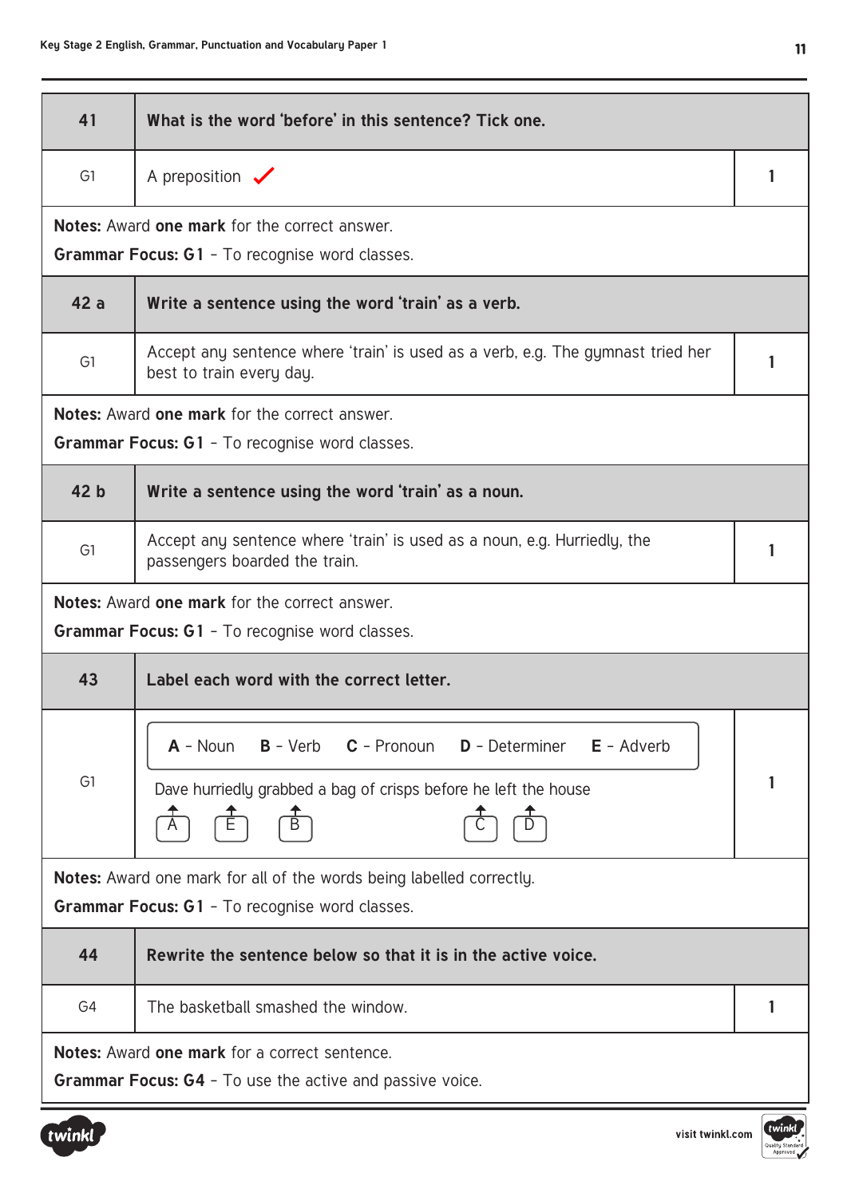| 41 | What is the word 'before' in this sentence? Tick one. | |
|---|---|---|
| G1 | A preposition ✓ | 1 |

**Notes:** Award **one mark** for the correct answer.

**Grammar Focus: G1** – To recognise word classes.

| 42 a | Write a sentence using the word 'train' as a verb. | |
|---|---|---|
| G1 | Accept any sentence where 'train' is used as a verb, e.g. The gymnast tried her best to train every day. | 1 |

**Notes:** Award **one mark** for the correct answer.

**Grammar Focus: G1** – To recognise word classes.

| 42 b | Write a sentence using the word 'train' as a noun. | |
|---|---|---|
| G1 | Accept any sentence where 'train' is used as a noun, e.g. Hurriedly, the passengers boarded the train. | 1 |

**Notes:** Award **one mark** for the correct answer.

**Grammar Focus: G1** – To recognise word classes.

| 43 | Label each word with the correct letter. | |
|---|---|---|
| G1 | **A** - Noun **B** - Verb **C** - Pronoun **D** - Determiner **E** - Adverb<br><br>Dave hurriedly grabbed a bag of crisps before he left the house<br><br>Dave – A; hurriedly – E; grabbed – B; he – C; the – D | 1 |

**Notes:** Award one mark for all of the words being labelled correctly.

**Grammar Focus: G1** – To recognise word classes.

| 44 | Rewrite the sentence below so that it is in the active voice. | |
|---|---|---|
| G4 | The basketball smashed the window. | 1 |

**Notes:** Award **one mark** for a correct sentence.

**Grammar Focus: G4** – To use the active and passive voice.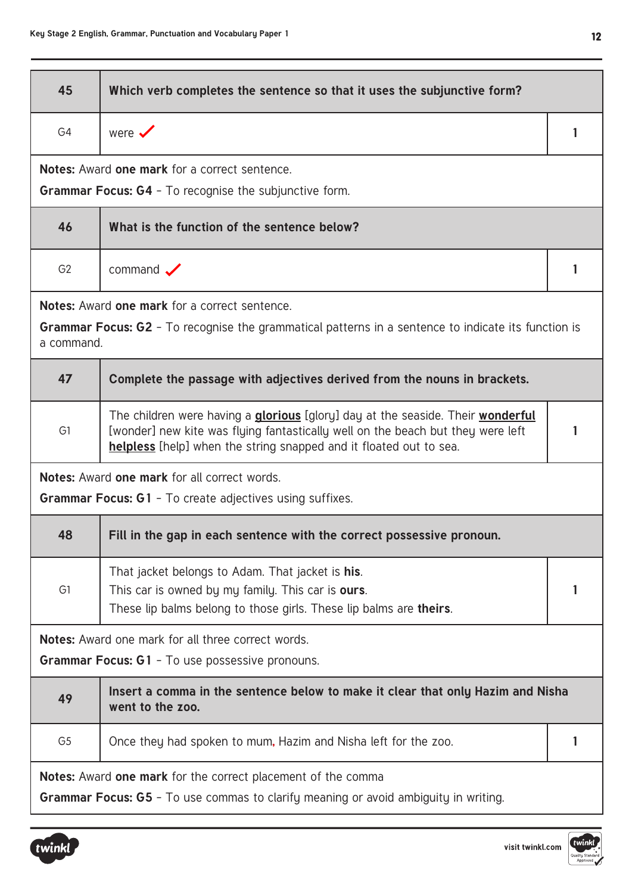| 45 | Which verb completes the sentence so that it uses the subjunctive form? | |
|---|---|---|
| G4 | were ✓ | 1 |

**Notes:** Award **one mark** for a correct sentence.

**Grammar Focus: G4** – To recognise the subjunctive form.

| 46 | What is the function of the sentence below? | |
|---|---|---|
| G2 | command ✓ | 1 |

**Notes:** Award **one mark** for a correct sentence.

**Grammar Focus: G2** – To recognise the grammatical patterns in a sentence to indicate its function is a command.

| 47 | Complete the passage with adjectives derived from the nouns in brackets. | |
|---|---|---|
| G1 | The children were having a **glorious** [glory] day at the seaside. Their **wonderful** [wonder] new kite was flying fantastically well on the beach but they were left **helpless** [help] when the string snapped and it floated out to sea. | 1 |

**Notes:** Award **one mark** for all correct words.

**Grammar Focus: G1** – To create adjectives using suffixes.

| 48 | Fill in the gap in each sentence with the correct possessive pronoun. | |
|---|---|---|
| G1 | That jacket belongs to Adam. That jacket is **his**.<br>This car is owned by my family. This car is **ours**.<br>These lip balms belong to those girls. These lip balms are **theirs**. | 1 |

**Notes:** Award one mark for all three correct words.

**Grammar Focus: G1** – To use possessive pronouns.

| 49 | Insert a comma in the sentence below to make it clear that only Hazim and Nisha went to the zoo. | |
|---|---|---|
| G5 | Once they had spoken to mum, Hazim and Nisha left for the zoo. | 1 |

**Notes:** Award **one mark** for the correct placement of the comma

**Grammar Focus: G5** – To use commas to clarify meaning or avoid ambiguity in writing.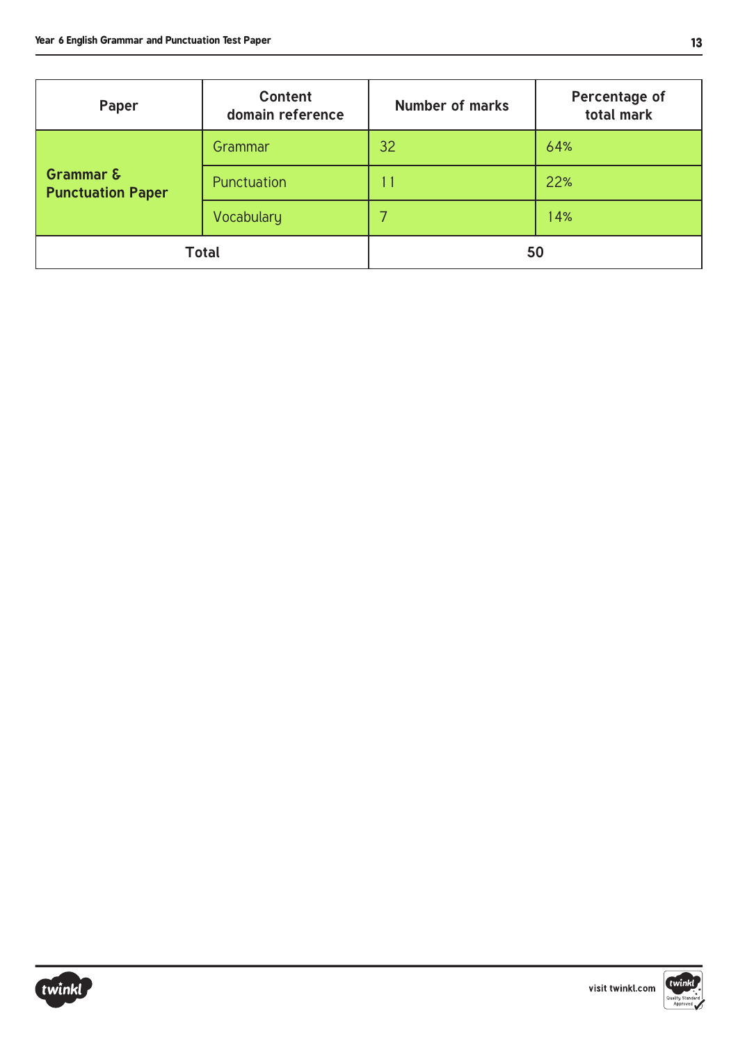| Paper | Content domain reference | Number of marks | Percentage of total mark |
|---|---|---|---|
| **Grammar & Punctuation Paper** | Grammar | 32 | 64% |
| | Punctuation | 11 | 22% |
| | Vocabulary | 7 | 14% |
| **Total** | | **50** | |